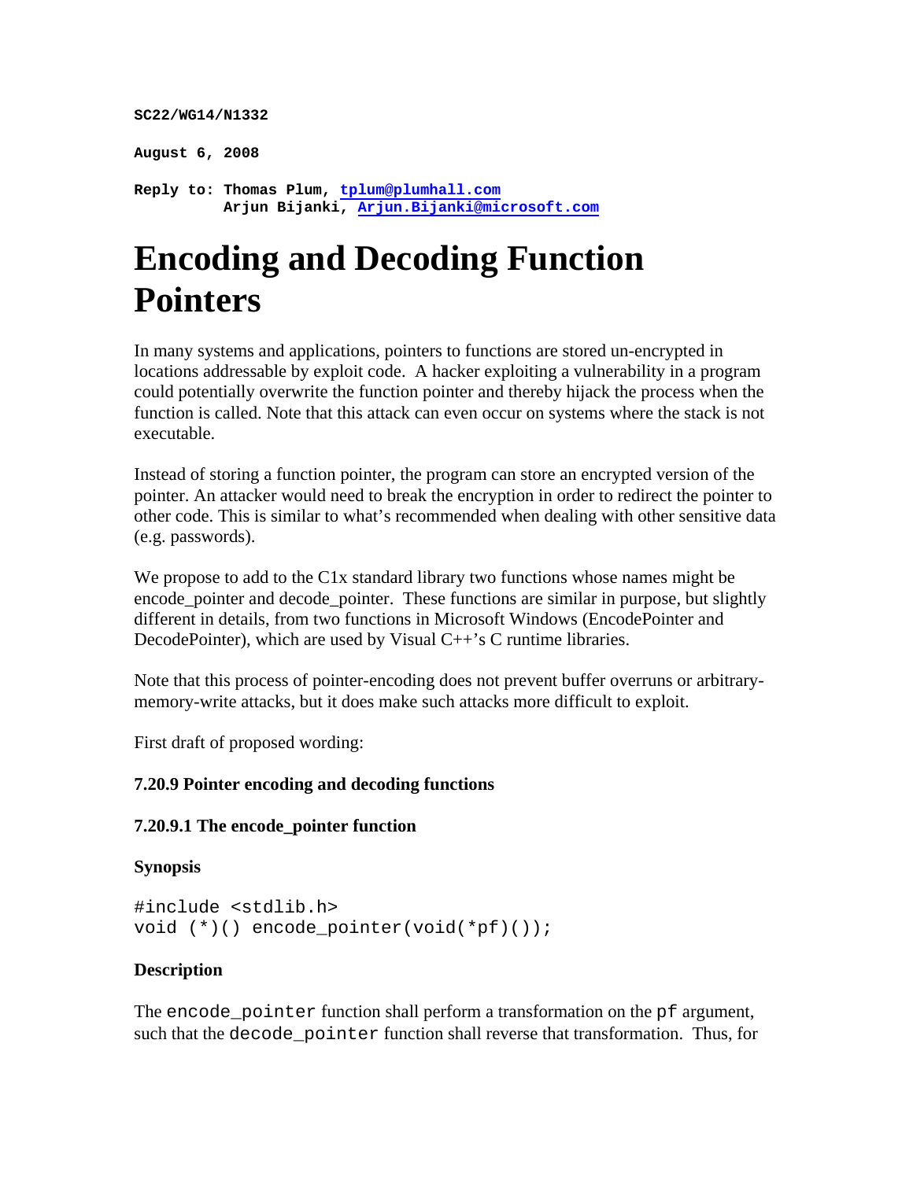**SC22/WG14/N1332**

**August 6, 2008**

**Reply to: Thomas Plum, tplum@plumhall.com**
**Arjun Bijanki, Arjun.Bijanki@microsoft.com**

# Encoding and Decoding Function Pointers

In many systems and applications, pointers to functions are stored un-encrypted in locations addressable by exploit code. A hacker exploiting a vulnerability in a program could potentially overwrite the function pointer and thereby hijack the process when the function is called. Note that this attack can even occur on systems where the stack is not executable.

Instead of storing a function pointer, the program can store an encrypted version of the pointer. An attacker would need to break the encryption in order to redirect the pointer to other code. This is similar to what's recommended when dealing with other sensitive data (e.g. passwords).

We propose to add to the C1x standard library two functions whose names might be encode_pointer and decode_pointer. These functions are similar in purpose, but slightly different in details, from two functions in Microsoft Windows (EncodePointer and DecodePointer), which are used by Visual C++'s C runtime libraries.

Note that this process of pointer-encoding does not prevent buffer overruns or arbitrary-memory-write attacks, but it does make such attacks more difficult to exploit.

First draft of proposed wording:

### 7.20.9 Pointer encoding and decoding functions

#### 7.20.9.1 The encode_pointer function

**Synopsis**

```
#include <stdlib.h>
void (*)() encode_pointer(void(*pf)());
```

**Description**

The `encode_pointer` function shall perform a transformation on the `pf` argument, such that the `decode_pointer` function shall reverse that transformation. Thus, for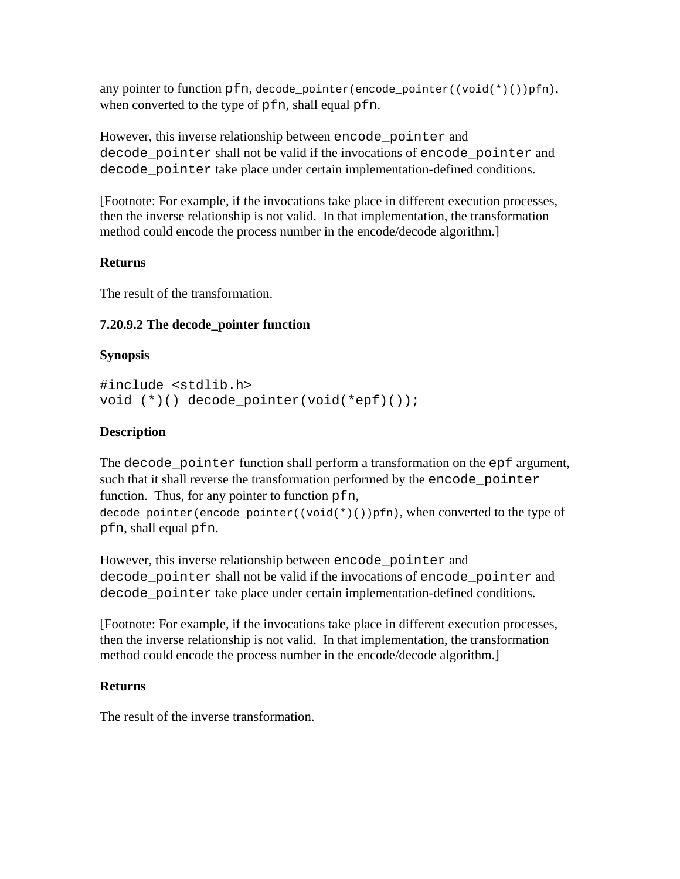any pointer to function `pfn`, `decode_pointer(encode_pointer((void(*)())pfn)`, when converted to the type of `pfn`, shall equal `pfn`.

However, this inverse relationship between `encode_pointer` and `decode_pointer` shall not be valid if the invocations of `encode_pointer` and `decode_pointer` take place under certain implementation-defined conditions.

[Footnote: For example, if the invocations take place in different execution processes, then the inverse relationship is not valid. In that implementation, the transformation method could encode the process number in the encode/decode algorithm.]

**Returns**

The result of the transformation.

**7.20.9.2 The decode_pointer function**

**Synopsis**

```
#include <stdlib.h>
void (*)() decode_pointer(void(*epf)());
```

**Description**

The `decode_pointer` function shall perform a transformation on the `epf` argument, such that it shall reverse the transformation performed by the `encode_pointer` function. Thus, for any pointer to function `pfn`, `decode_pointer(encode_pointer((void(*)())pfn)`, when converted to the type of `pfn`, shall equal `pfn`.

However, this inverse relationship between `encode_pointer` and `decode_pointer` shall not be valid if the invocations of `encode_pointer` and `decode_pointer` take place under certain implementation-defined conditions.

[Footnote: For example, if the invocations take place in different execution processes, then the inverse relationship is not valid. In that implementation, the transformation method could encode the process number in the encode/decode algorithm.]

**Returns**

The result of the inverse transformation.